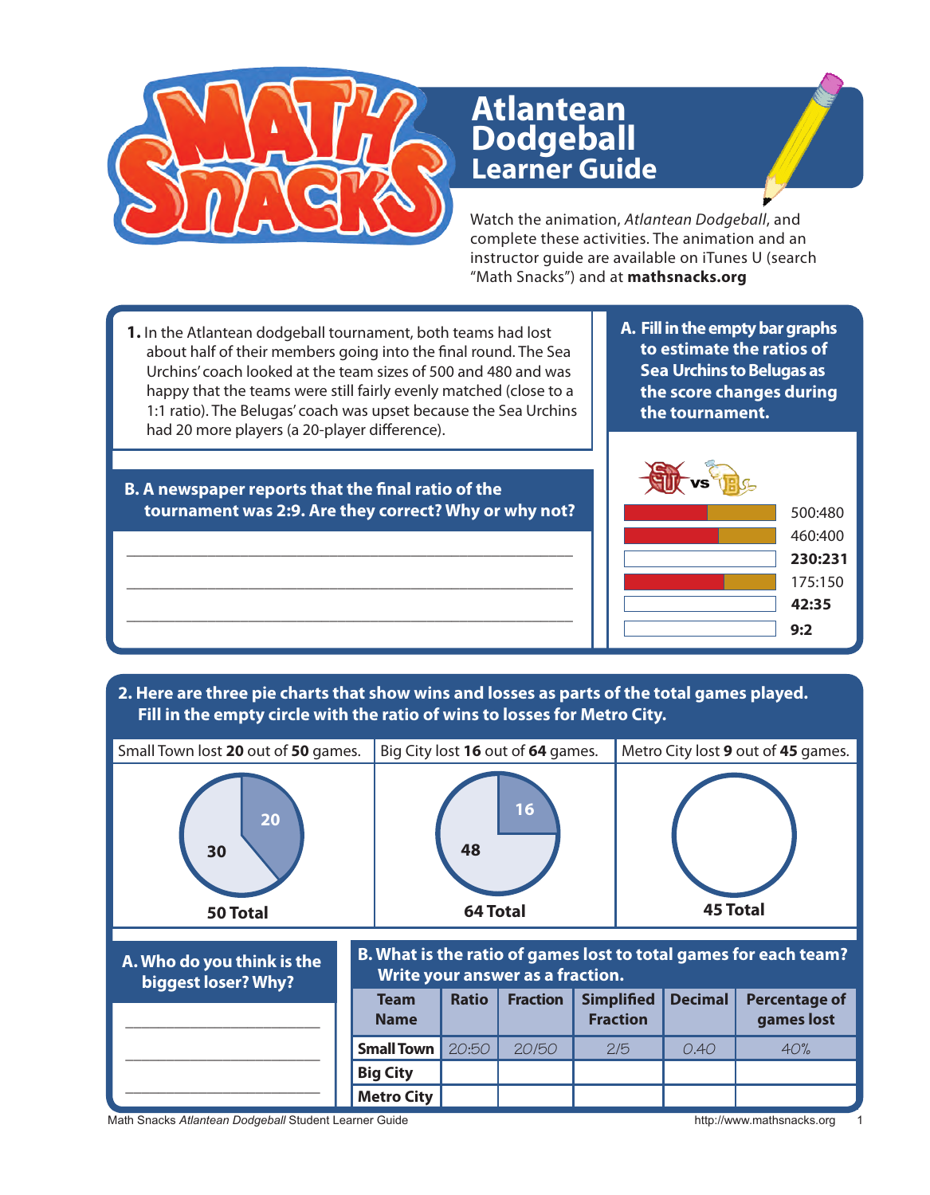# Atlantean Dodgeball Learner Guide

Watch the animation, *Atlantean Dodgeball*, and complete these activities. The animation and an instructor guide are available on iTunes U (search "Math Snacks") and at **mathsnacks.org**

**1.** In the Atlantean dodgeball tournament, both teams had lost about half of their members going into the final round. The Sea Urchins' coach looked at the team sizes of 500 and 480 and was happy that the teams were still fairly evenly matched (close to a 1:1 ratio). The Belugas' coach was upset because the Sea Urchins had 20 more players (a 20-player difference).

**A. Fill in the empty bar graphs to estimate the ratios of Sea Urchins to Belugas as the score changes during the tournament.**

SU vs BS

| Ratio |
|---|
| 500:480 |
| 460:400 |
| **230:231** |
| 175:150 |
| **42:35** |
| **9:2** |

**B. A newspaper reports that the final ratio of the tournament was 2:9. Are they correct? Why or why not?**

\_\_\_\_\_\_\_\_\_\_\_\_\_\_\_\_\_\_\_\_\_\_\_\_\_\_\_\_\_\_\_\_\_\_\_\_\_\_\_\_

\_\_\_\_\_\_\_\_\_\_\_\_\_\_\_\_\_\_\_\_\_\_\_\_\_\_\_\_\_\_\_\_\_\_\_\_\_\_\_\_

\_\_\_\_\_\_\_\_\_\_\_\_\_\_\_\_\_\_\_\_\_\_\_\_\_\_\_\_\_\_\_\_\_\_\_\_\_\_\_\_

**2. Here are three pie charts that show wins and losses as parts of the total games played. Fill in the empty circle with the ratio of wins to losses for Metro City.**

| Small Town lost **20** out of **50** games. | Big City lost **16** out of **64** games. | Metro City lost **9** out of **45** games. |
|---|---|---|
| 30 / 20 — **50 Total** | 48 / 16 — **64 Total** | **45 Total** |

**A. Who do you think is the biggest loser? Why?**

\_\_\_\_\_\_\_\_\_\_\_\_\_\_\_\_\_\_\_\_\_\_\_\_

\_\_\_\_\_\_\_\_\_\_\_\_\_\_\_\_\_\_\_\_\_\_\_\_

\_\_\_\_\_\_\_\_\_\_\_\_\_\_\_\_\_\_\_\_\_\_\_\_

**B. What is the ratio of games lost to total games for each team? Write your answer as a fraction.**

| Team Name | Ratio | Fraction | Simplified Fraction | Decimal | Percentage of games lost |
|---|---|---|---|---|---|
| **Small Town** | 20:50 | 20/50 | 2/5 | 0.40 | 40% |
| **Big City** | | | | | |
| **Metro City** | | | | | |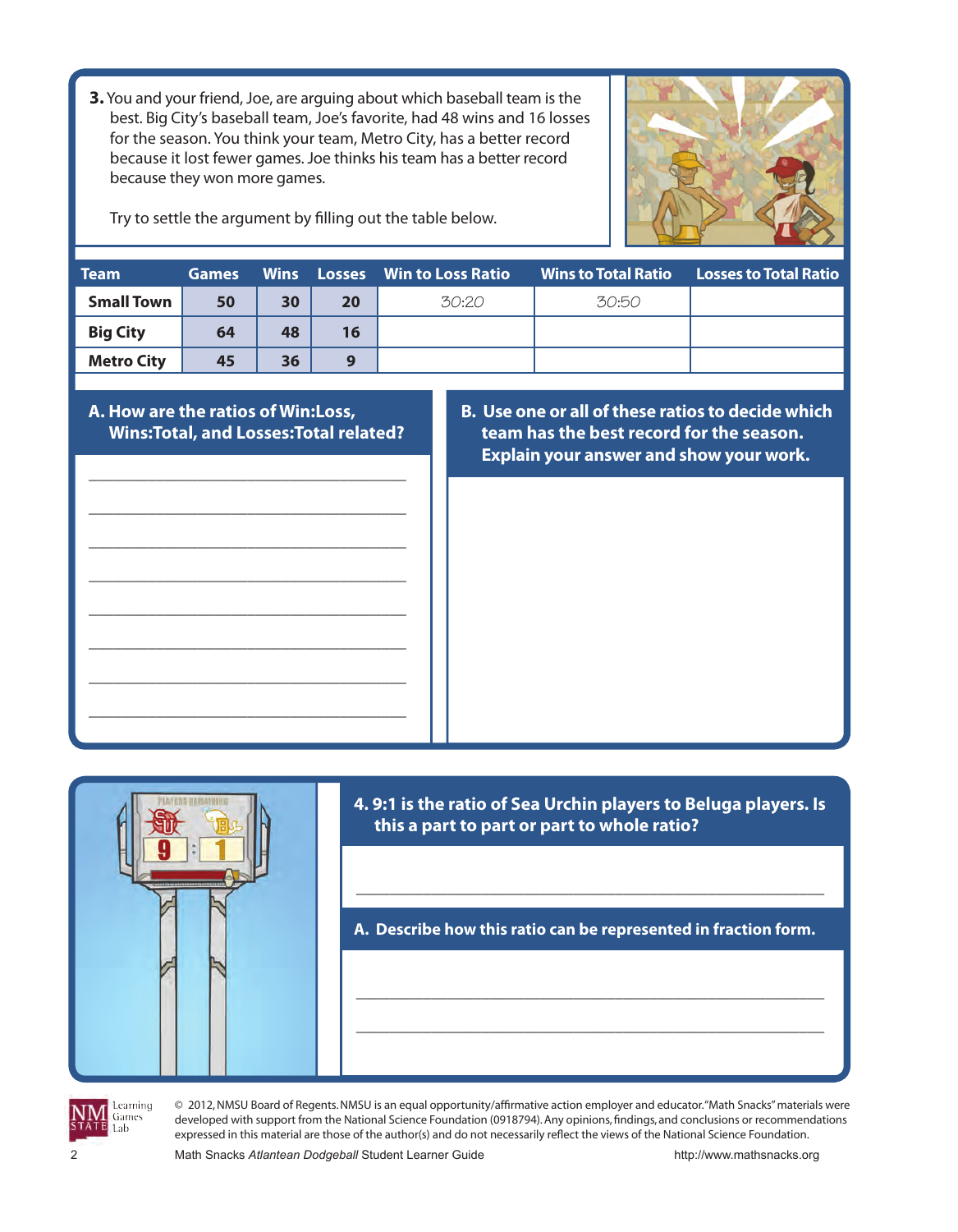**3.** You and your friend, Joe, are arguing about which baseball team is the best. Big City's baseball team, Joe's favorite, had 48 wins and 16 losses for the season. You think your team, Metro City, has a better record because it lost fewer games. Joe thinks his team has a better record because they won more games.

Try to settle the argument by filling out the table below.

| Team | Games | Wins | Losses | Win to Loss Ratio | Wins to Total Ratio | Losses to Total Ratio |
|---|---|---|---|---|---|---|
| Small Town | 50 | 30 | 20 | 30:20 | 30:50 | |
| Big City | 64 | 48 | 16 | | | |
| Metro City | 45 | 36 | 9 | | | |

**A. How are the ratios of Win:Loss, Wins:Total, and Losses:Total related?**

________________________________________

________________________________________

________________________________________

________________________________________

________________________________________

________________________________________

________________________________________

________________________________________

**B. Use one or all of these ratios to decide which team has the best record for the season. Explain your answer and show your work.**

**4. 9:1 is the ratio of Sea Urchin players to Beluga players. Is this a part to part or part to whole ratio?**

________________________________________

**A. Describe how this ratio can be represented in fraction form.**

________________________________________

________________________________________

© 2012, NMSU Board of Regents. NMSU is an equal opportunity/affirmative action employer and educator. "Math Snacks" materials were developed with support from the National Science Foundation (0918794). Any opinions, findings, and conclusions or recommendations expressed in this material are those of the author(s) and do not necessarily reflect the views of the National Science Foundation.